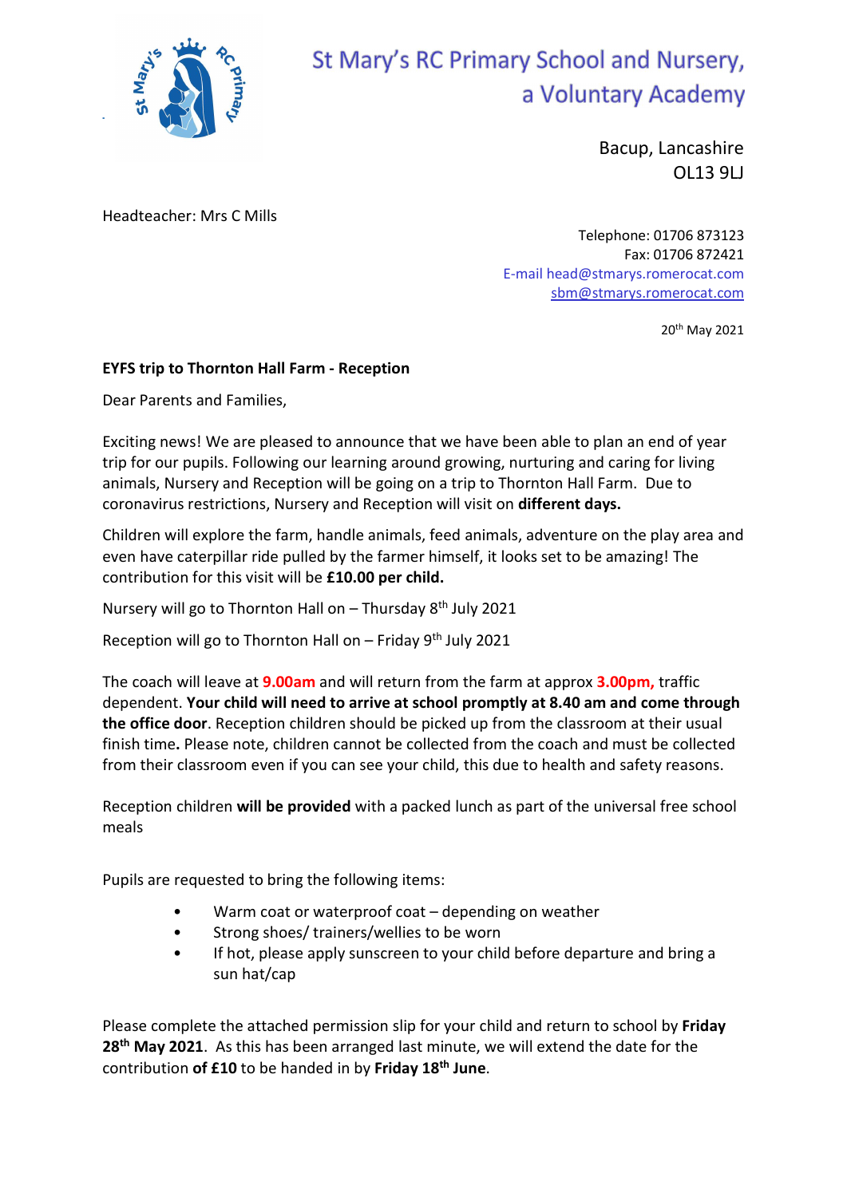# St Mary's RC Primary School and Nursery, a Voluntary Academy

Bacup, Lancashire
OL13 9LJ

Headteacher: Mrs C Mills

Telephone: 01706 873123
Fax: 01706 872421
E-mail head@stmarys.romerocat.com
sbm@stmarys.romerocat.com

20th May 2021

**EYFS trip to Thornton Hall Farm - Reception**

Dear Parents and Families,

Exciting news! We are pleased to announce that we have been able to plan an end of year trip for our pupils. Following our learning around growing, nurturing and caring for living animals, Nursery and Reception will be going on a trip to Thornton Hall Farm. Due to coronavirus restrictions, Nursery and Reception will visit on **different days.**

Children will explore the farm, handle animals, feed animals, adventure on the play area and even have caterpillar ride pulled by the farmer himself, it looks set to be amazing! The contribution for this visit will be **£10.00 per child.**

Nursery will go to Thornton Hall on – Thursday 8th July 2021

Reception will go to Thornton Hall on – Friday 9th July 2021

The coach will leave at **9.00am** and will return from the farm at approx **3.00pm,** traffic dependent. **Your child will need to arrive at school promptly at 8.40 am and come through the office door**. Reception children should be picked up from the classroom at their usual finish time**.** Please note, children cannot be collected from the coach and must be collected from their classroom even if you can see your child, this due to health and safety reasons.

Reception children **will be provided** with a packed lunch as part of the universal free school meals

Pupils are requested to bring the following items:

- Warm coat or waterproof coat – depending on weather
- Strong shoes/ trainers/wellies to be worn
- If hot, please apply sunscreen to your child before departure and bring a sun hat/cap

Please complete the attached permission slip for your child and return to school by **Friday 28th May 2021**. As this has been arranged last minute, we will extend the date for the contribution **of £10** to be handed in by **Friday 18th June**.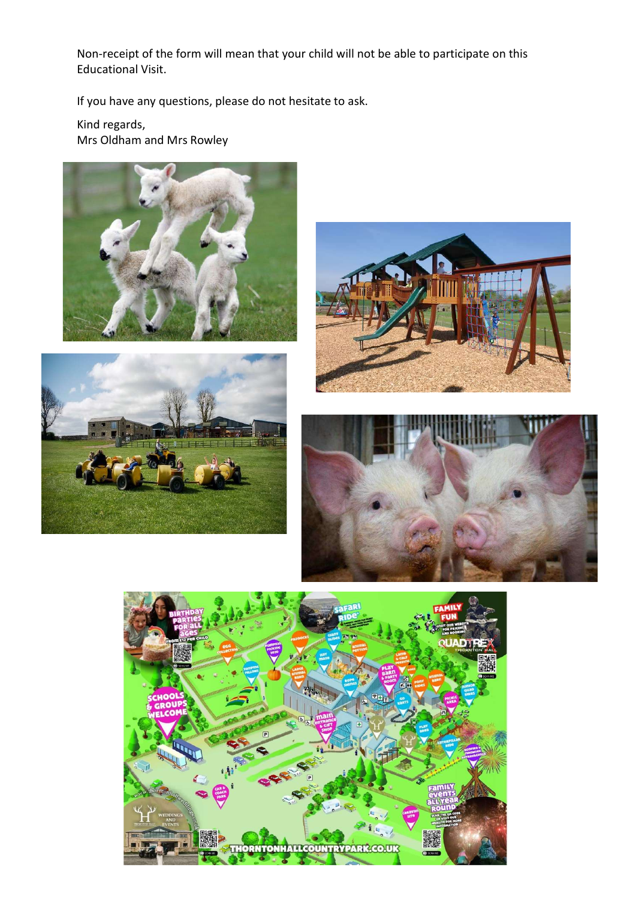Non-receipt of the form will mean that your child will not be able to participate on this Educational Visit.

If you have any questions, please do not hesitate to ask.

Kind regards,
Mrs Oldham and Mrs Rowley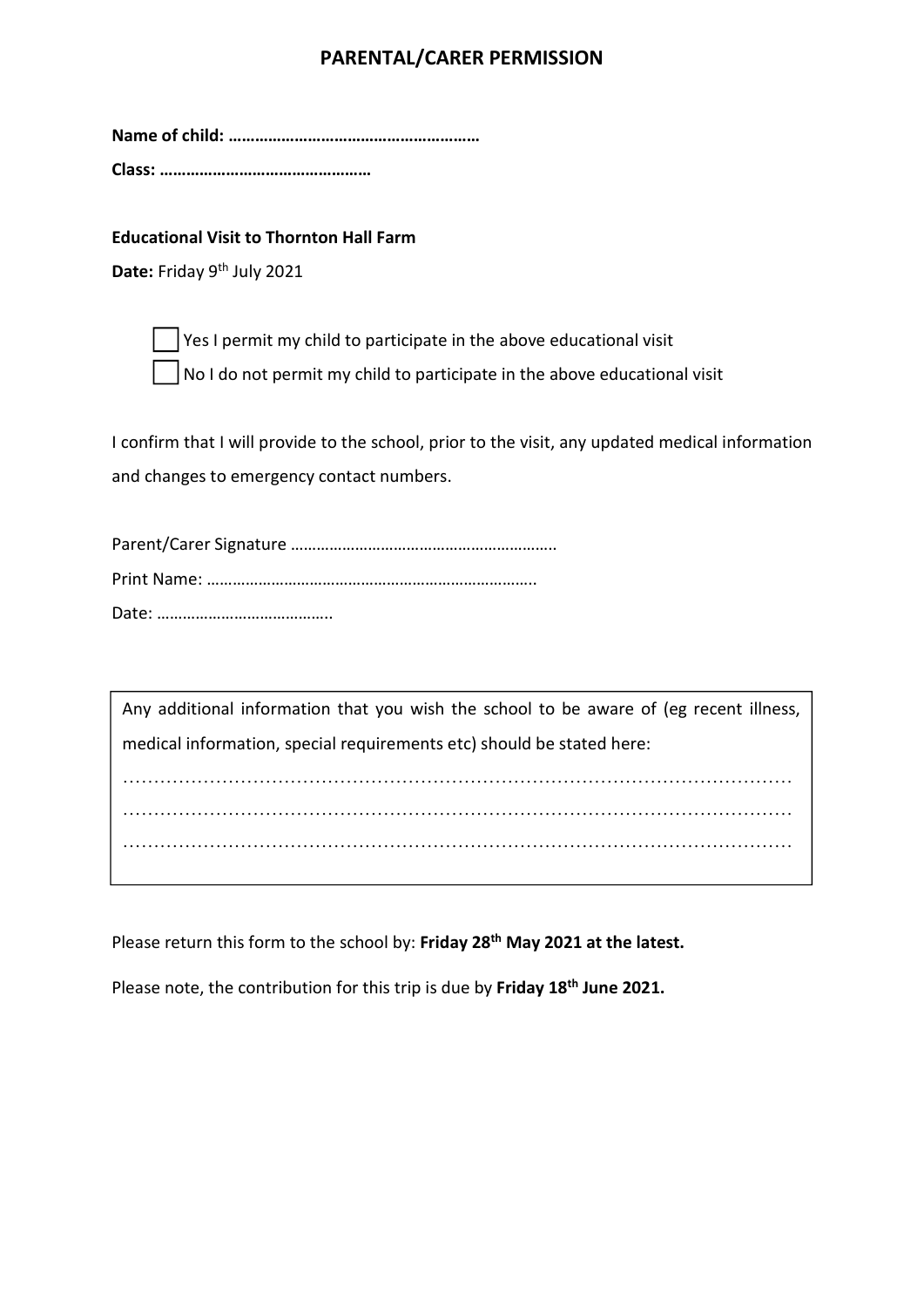# PARENTAL/CARER PERMISSION

**Name of child: …………………………………………………**

**Class: ………………………………………**

**Educational Visit to Thornton Hall Farm**

**Date:** Friday 9th July 2021

☐ Yes I permit my child to participate in the above educational visit

☐ No I do not permit my child to participate in the above educational visit

I confirm that I will provide to the school, prior to the visit, any updated medical information and changes to emergency contact numbers.

Parent/Carer Signature ……………………………………………………..

Print Name: …………………………………………………………………..

Date: …………………………………..

| |
|---|
| Any additional information that you wish the school to be aware of (eg recent illness, medical information, special requirements etc) should be stated here: |
| ………………………………………………………………………………………………… |
| ………………………………………………………………………………………………… |
| ………………………………………………………………………………………………… |

Please return this form to the school by: **Friday 28th May 2021 at the latest.**

Please note, the contribution for this trip is due by **Friday 18th June 2021.**